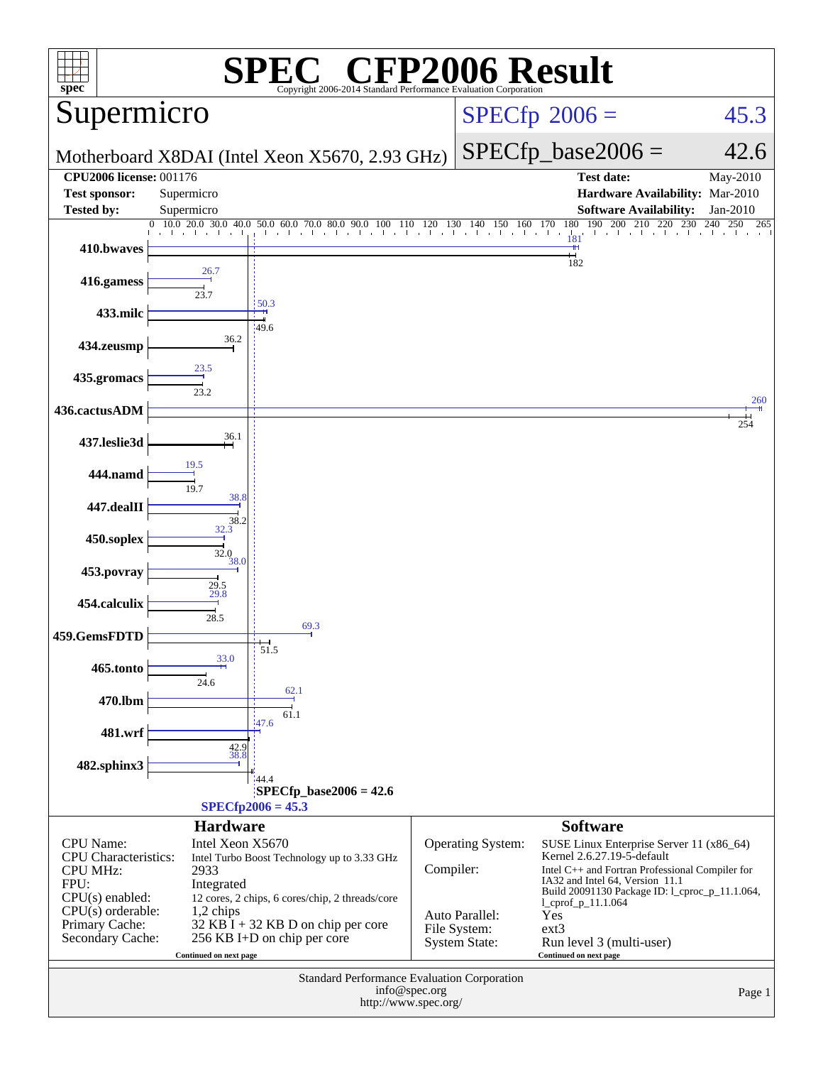# SPEC® CFP2006 Result

Copyright 2006-2014 Standard Performance Evaluation Corporation

## Supermicro

**Motherboard X8DAI (Intel Xeon X5670, 2.93 GHz)**

SPECfp 2006 = 45.3

SPECfp_base2006 = 42.6

| | | | |
|---|---|---|---|
| **CPU2006 license:** | 001176 | **Test date:** | May-2010 |
| **Test sponsor:** | Supermicro | **Hardware Availability:** | Mar-2010 |
| **Tested by:** | Supermicro | **Software Availability:** | Jan-2010 |

| Benchmark | Peak | Base |
|---|---|---|
| 410.bwaves | 181 | 182 |
| 416.gamess | 26.7 | 23.7 |
| 433.milc | 50.3 | 49.6 |
| 434.zeusmp | | 36.2 |
| 435.gromacs | 23.5 | 23.2 |
| 436.cactusADM | 260 | 254 |
| 437.leslie3d | | 36.1 |
| 444.namd | 19.5 | 19.7 |
| 447.dealII | 38.8 | 38.2 |
| 450.soplex | 32.3 | 32.0 |
| 453.povray | 38.0 | 29.5 |
| 454.calculix | 29.8 | 28.5 |
| 459.GemsFDTD | 69.3 | 51.5 |
| 465.tonto | 33.0 | 24.6 |
| 470.lbm | 62.1 | 61.1 |
| 481.wrf | 47.6 | 42.9 |
| 482.sphinx3 | 38.8 | 44.4 |

SPECfp_base2006 = 42.6

SPECfp2006 = 45.3

## Hardware

| | |
|---|---|
| CPU Name: | Intel Xeon X5670 |
| CPU Characteristics: | Intel Turbo Boost Technology up to 3.33 GHz |
| CPU MHz: | 2933 |
| FPU: | Integrated |
| CPU(s) enabled: | 12 cores, 2 chips, 6 cores/chip, 2 threads/core |
| CPU(s) orderable: | 1,2 chips |
| Primary Cache: | 32 KB I + 32 KB D on chip per core |
| Secondary Cache: | 256 KB I+D on chip per core |

Continued on next page

## Software

| | |
|---|---|
| Operating System: | SUSE Linux Enterprise Server 11 (x86_64) Kernel 2.6.27.19-5-default |
| Compiler: | Intel C++ and Fortran Professional Compiler for IA32 and Intel 64, Version 11.1 Build 20091130 Package ID: l_cproc_p_11.1.064, l_cprof_p_11.1.064 |
| Auto Parallel: | Yes |
| File System: | ext3 |
| System State: | Run level 3 (multi-user) |

Continued on next page

Standard Performance Evaluation Corporation
info@spec.org
http://www.spec.org/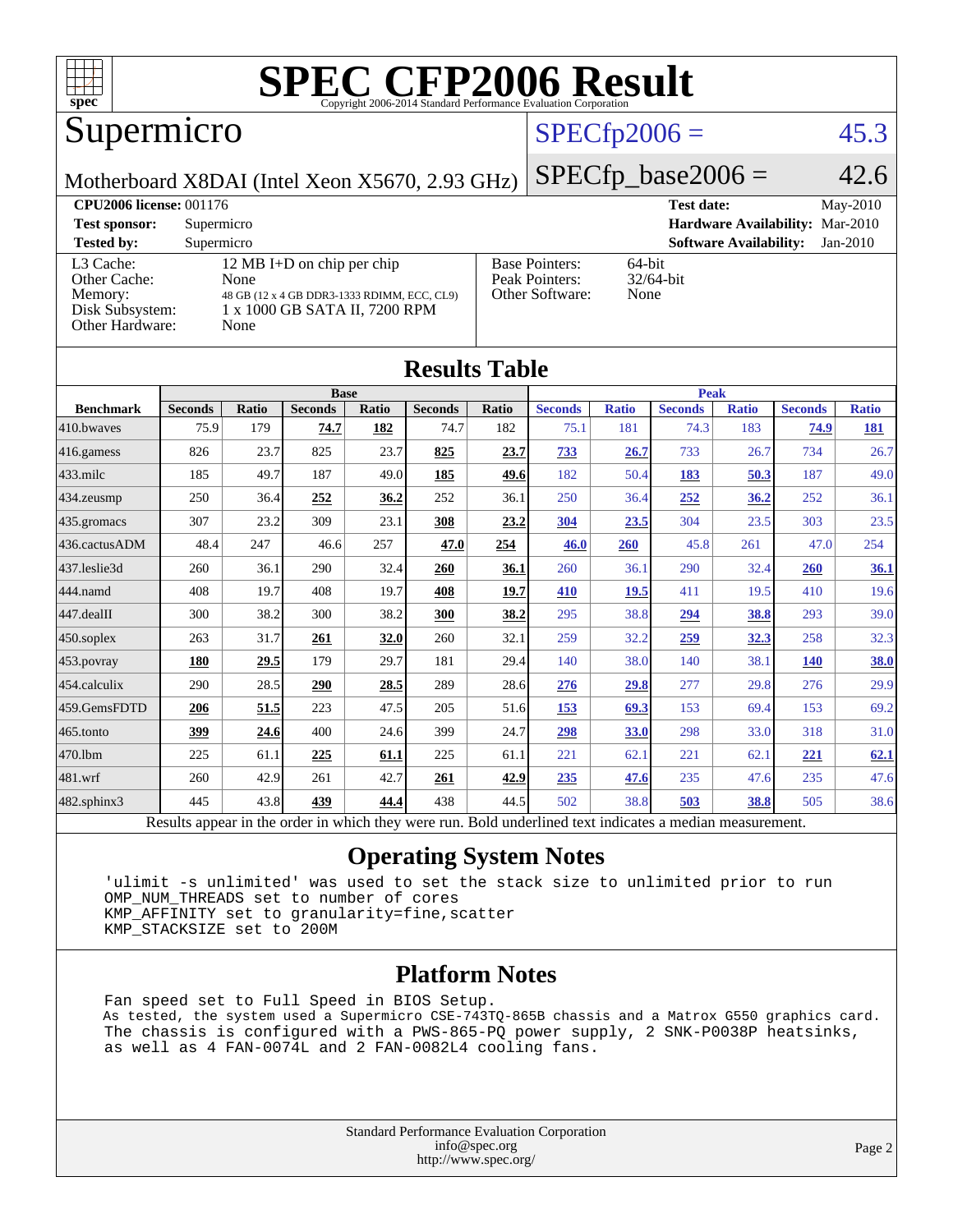# SPEC CFP2006 Result

Copyright 2006-2014 Standard Performance Evaluation Corporation

## Supermicro

Motherboard X8DAI (Intel Xeon X5670, 2.93 GHz)

SPECfp2006 = 45.3

SPECfp_base2006 = 42.6

**CPU2006 license:** 001176
**Test sponsor:** Supermicro
**Tested by:** Supermicro

**Test date:** May-2010
**Hardware Availability:** Mar-2010
**Software Availability:** Jan-2010

| | |
|---|---|
| L3 Cache: | 12 MB I+D on chip per chip |
| Other Cache: | None |
| Memory: | 48 GB (12 x 4 GB DDR3-1333 RDIMM, ECC, CL9) |
| Disk Subsystem: | 1 x 1000 GB SATA II, 7200 RPM |
| Other Hardware: | None |

| | |
|---|---|
| Base Pointers: | 64-bit |
| Peak Pointers: | 32/64-bit |
| Other Software: | None |

## Results Table

| | Base | | | | | | Peak | | | | | |
|---|---|---|---|---|---|---|---|---|---|---|---|---|
| **Benchmark** | **Seconds** | **Ratio** | **Seconds** | **Ratio** | **Seconds** | **Ratio** | **Seconds** | **Ratio** | **Seconds** | **Ratio** | **Seconds** | **Ratio** |
| 410.bwaves | 75.9 | 179 | **74.7** | **182** | 74.7 | 182 | 75.1 | 181 | 74.3 | 183 | **74.9** | **181** |
| 416.gamess | 826 | 23.7 | 825 | 23.7 | **825** | **23.7** | **733** | **26.7** | 733 | 26.7 | 734 | 26.7 |
| 433.milc | 185 | 49.7 | 187 | 49.0 | **185** | **49.6** | 182 | 50.4 | **183** | **50.3** | 187 | 49.0 |
| 434.zeusmp | 250 | 36.4 | **252** | **36.2** | 252 | 36.1 | 250 | 36.4 | **252** | **36.2** | 252 | 36.1 |
| 435.gromacs | 307 | 23.2 | 309 | 23.1 | **308** | **23.2** | **304** | **23.5** | 304 | 23.5 | 303 | 23.5 |
| 436.cactusADM | 48.4 | 247 | 46.6 | 257 | **47.0** | **254** | **46.0** | **260** | 45.8 | 261 | 47.0 | 254 |
| 437.leslie3d | 260 | 36.1 | 290 | 32.4 | **260** | **36.1** | 260 | 36.1 | 290 | 32.4 | **260** | **36.1** |
| 444.namd | 408 | 19.7 | 408 | 19.7 | **408** | **19.7** | **410** | **19.5** | 411 | 19.5 | 410 | 19.6 |
| 447.dealII | 300 | 38.2 | 300 | 38.2 | **300** | **38.2** | 295 | 38.8 | **294** | **38.8** | 293 | 39.0 |
| 450.soplex | 263 | 31.7 | **261** | **32.0** | 260 | 32.1 | 259 | 32.2 | **259** | **32.3** | 258 | 32.3 |
| 453.povray | **180** | **29.5** | 179 | 29.7 | 181 | 29.4 | 140 | 38.0 | 140 | 38.1 | **140** | **38.0** |
| 454.calculix | 290 | 28.5 | **290** | **28.5** | 289 | 28.6 | **276** | **29.8** | 277 | 29.8 | 276 | 29.9 |
| 459.GemsFDTD | **206** | **51.5** | 223 | 47.5 | 205 | 51.6 | **153** | **69.3** | 153 | 69.4 | 153 | 69.2 |
| 465.tonto | **399** | **24.6** | 400 | 24.6 | 399 | 24.7 | **298** | **33.0** | 298 | 33.0 | 318 | 31.0 |
| 470.lbm | 225 | 61.1 | **225** | **61.1** | 225 | 61.1 | 221 | 62.1 | 221 | 62.1 | **221** | **62.1** |
| 481.wrf | 260 | 42.9 | 261 | 42.7 | **261** | **42.9** | **235** | **47.6** | 235 | 47.6 | 235 | 47.6 |
| 482.sphinx3 | 445 | 43.8 | **439** | **44.4** | 438 | 44.5 | 502 | 38.8 | **503** | **38.8** | 505 | 38.6 |

Results appear in the order in which they were run. Bold underlined text indicates a median measurement.

## Operating System Notes

```
'ulimit -s unlimited' was used to set the stack size to unlimited prior to run
OMP_NUM_THREADS set to number of cores
KMP_AFFINITY set to granularity=fine,scatter
KMP_STACKSIZE set to 200M
```

## Platform Notes

```
Fan speed set to Full Speed in BIOS Setup.
As tested, the system used a Supermicro CSE-743TQ-865B chassis and a Matrox G550 graphics card.
The chassis is configured with a PWS-865-PQ power supply, 2 SNK-P0038P heatsinks,
as well as 4 FAN-0074L and 2 FAN-0082L4 cooling fans.
```

Standard Performance Evaluation Corporation
info@spec.org
http://www.spec.org/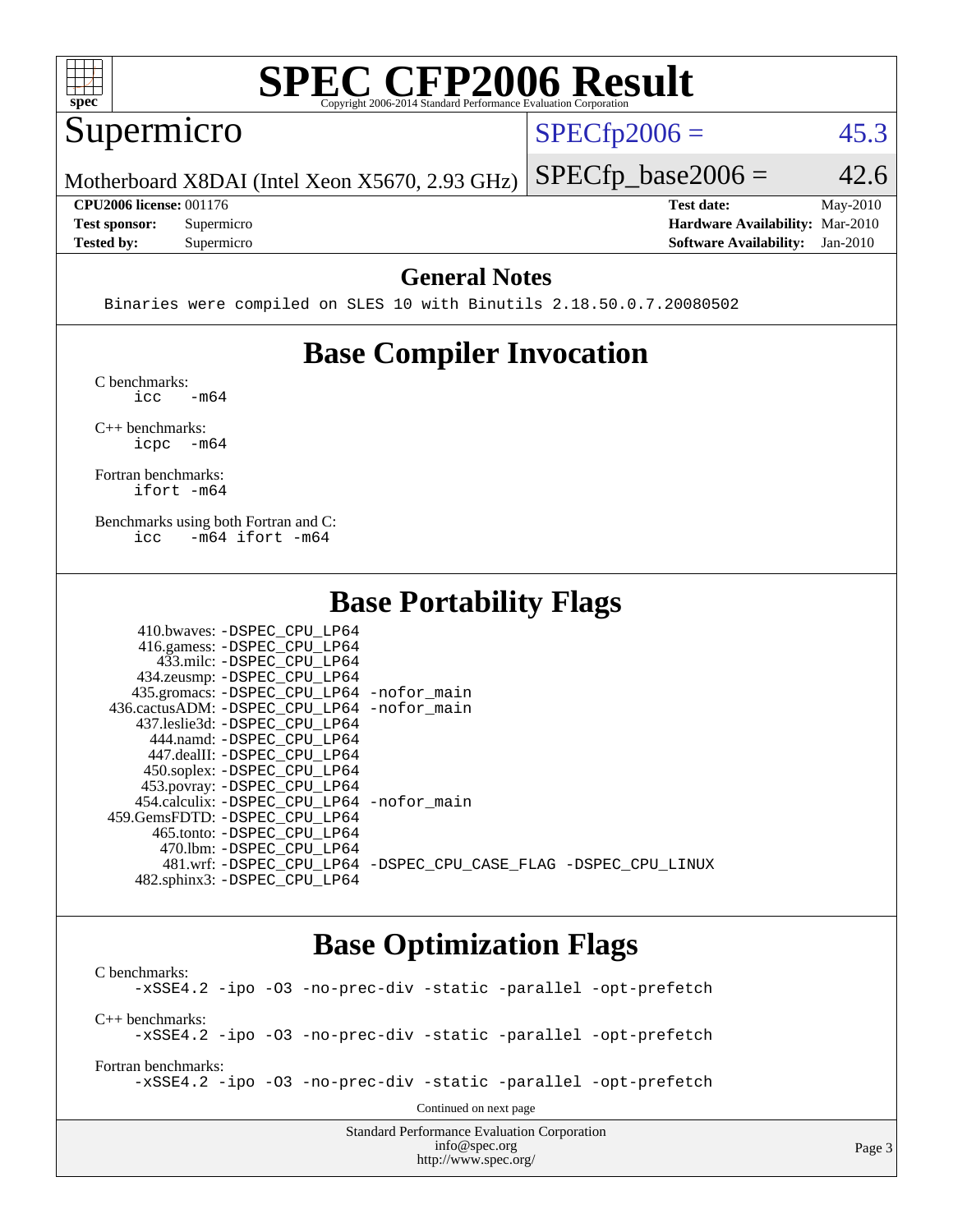# SPEC CFP2006 Result

Copyright 2006-2014 Standard Performance Evaluation Corporation

## Supermicro

Motherboard X8DAI (Intel Xeon X5670, 2.93 GHz)

SPECfp2006 = 45.3

SPECfp_base2006 = 42.6

**CPU2006 license:** 001176
**Test sponsor:** Supermicro
**Tested by:** Supermicro

**Test date:** May-2010
**Hardware Availability:** Mar-2010
**Software Availability:** Jan-2010

### General Notes

```
Binaries were compiled on SLES 10 with Binutils 2.18.50.0.7.20080502
```

## Base Compiler Invocation

C benchmarks:
```
icc   -m64
```

C++ benchmarks:
```
icpc  -m64
```

Fortran benchmarks:
```
ifort -m64
```

Benchmarks using both Fortran and C:
```
icc   -m64 ifort -m64
```

## Base Portability Flags

```
     410.bwaves: -DSPEC_CPU_LP64
     416.gamess: -DSPEC_CPU_LP64
       433.milc: -DSPEC_CPU_LP64
     434.zeusmp: -DSPEC_CPU_LP64
    435.gromacs: -DSPEC_CPU_LP64 -nofor_main
  436.cactusADM: -DSPEC_CPU_LP64 -nofor_main
   437.leslie3d: -DSPEC_CPU_LP64
       444.namd: -DSPEC_CPU_LP64
     447.dealII: -DSPEC_CPU_LP64
     450.soplex: -DSPEC_CPU_LP64
     453.povray: -DSPEC_CPU_LP64
   454.calculix: -DSPEC_CPU_LP64 -nofor_main
  459.GemsFDTD: -DSPEC_CPU_LP64
      465.tonto: -DSPEC_CPU_LP64
        470.lbm: -DSPEC_CPU_LP64
        481.wrf: -DSPEC_CPU_LP64 -DSPEC_CPU_CASE_FLAG -DSPEC_CPU_LINUX
    482.sphinx3: -DSPEC_CPU_LP64
```

## Base Optimization Flags

C benchmarks:
```
-xSSE4.2 -ipo -O3 -no-prec-div -static -parallel -opt-prefetch
```

C++ benchmarks:
```
-xSSE4.2 -ipo -O3 -no-prec-div -static -parallel -opt-prefetch
```

Fortran benchmarks:
```
-xSSE4.2 -ipo -O3 -no-prec-div -static -parallel -opt-prefetch
```

Continued on next page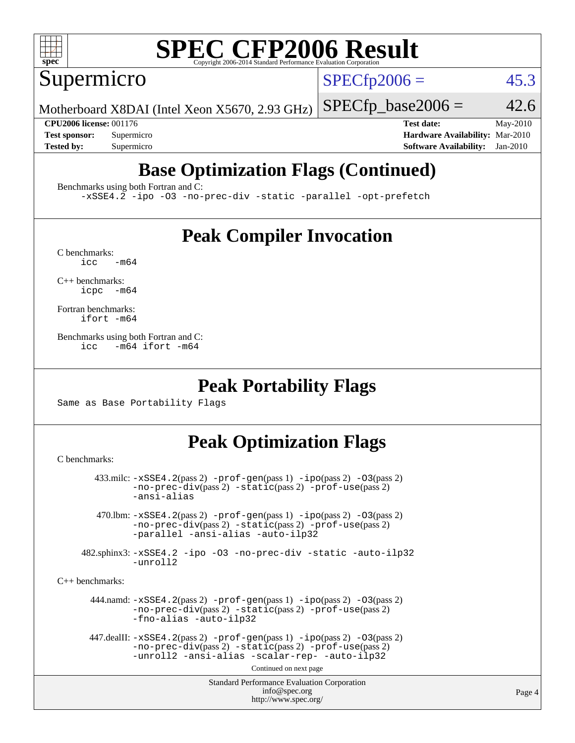# SPEC CFP2006 Result

Supermicro

Motherboard X8DAI (Intel Xeon X5670, 2.93 GHz)

SPECfp2006 = 45.3

SPECfp_base2006 = 42.6

**CPU2006 license:** 001176
**Test sponsor:** Supermicro
**Tested by:** Supermicro

**Test date:** May-2010
**Hardware Availability:** Mar-2010
**Software Availability:** Jan-2010

## Base Optimization Flags (Continued)

Benchmarks using both Fortran and C:

```
-xSSE4.2 -ipo -O3 -no-prec-div -static -parallel -opt-prefetch
```

## Peak Compiler Invocation

C benchmarks:

```
icc  -m64
```

C++ benchmarks:

```
icpc  -m64
```

Fortran benchmarks:

```
ifort -m64
```

Benchmarks using both Fortran and C:

```
icc  -m64 ifort -m64
```

## Peak Portability Flags

Same as Base Portability Flags

## Peak Optimization Flags

C benchmarks:

433.milc: -xSSE4.2(pass 2) -prof-gen(pass 1) -ipo(pass 2) -O3(pass 2) -no-prec-div(pass 2) -static(pass 2) -prof-use(pass 2) -ansi-alias

470.lbm: -xSSE4.2(pass 2) -prof-gen(pass 1) -ipo(pass 2) -O3(pass 2) -no-prec-div(pass 2) -static(pass 2) -prof-use(pass 2) -parallel -ansi-alias -auto-ilp32

482.sphinx3: -xSSE4.2 -ipo -O3 -no-prec-div -static -auto-ilp32 -unroll2

C++ benchmarks:

444.namd: -xSSE4.2(pass 2) -prof-gen(pass 1) -ipo(pass 2) -O3(pass 2) -no-prec-div(pass 2) -static(pass 2) -prof-use(pass 2) -fno-alias -auto-ilp32

447.dealII: -xSSE4.2(pass 2) -prof-gen(pass 1) -ipo(pass 2) -O3(pass 2) -no-prec-div(pass 2) -static(pass 2) -prof-use(pass 2) -unroll2 -ansi-alias -scalar-rep- -auto-ilp32

Continued on next page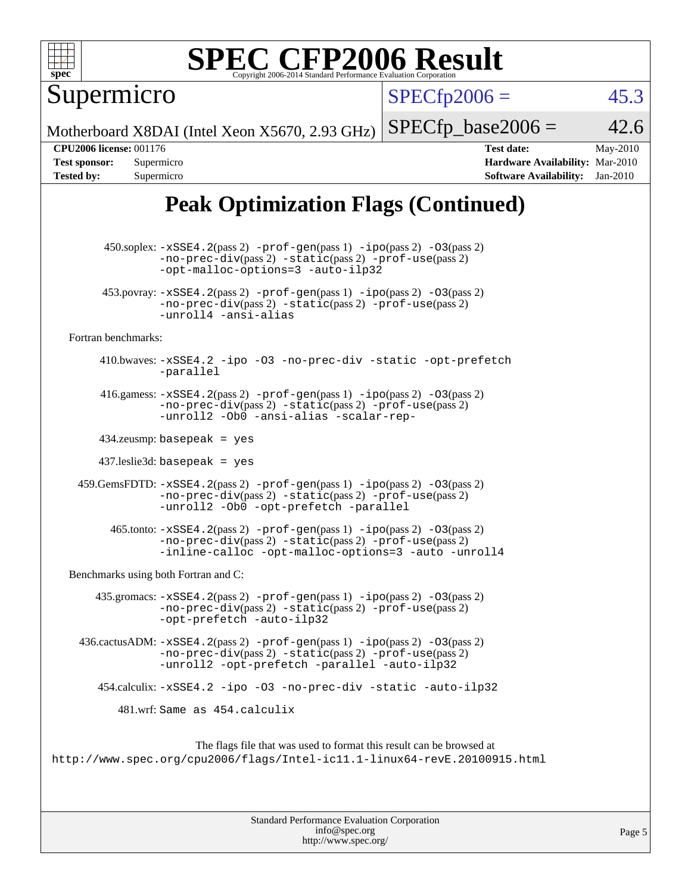# Peak Optimization Flags (Continued)

450.soplex: -xSSE4.2(pass 2) -prof-gen(pass 1) -ipo(pass 2) -O3(pass 2) -no-prec-div(pass 2) -static(pass 2) -prof-use(pass 2) -opt-malloc-options=3 -auto-ilp32

453.povray: -xSSE4.2(pass 2) -prof-gen(pass 1) -ipo(pass 2) -O3(pass 2) -no-prec-div(pass 2) -static(pass 2) -prof-use(pass 2) -unroll4 -ansi-alias

Fortran benchmarks:

410.bwaves: -xSSE4.2 -ipo -O3 -no-prec-div -static -opt-prefetch -parallel

416.gamess: -xSSE4.2(pass 2) -prof-gen(pass 1) -ipo(pass 2) -O3(pass 2) -no-prec-div(pass 2) -static(pass 2) -prof-use(pass 2) -unroll2 -Ob0 -ansi-alias -scalar-rep-

434.zeusmp: basepeak = yes

437.leslie3d: basepeak = yes

459.GemsFDTD: -xSSE4.2(pass 2) -prof-gen(pass 1) -ipo(pass 2) -O3(pass 2) -no-prec-div(pass 2) -static(pass 2) -prof-use(pass 2) -unroll2 -Ob0 -opt-prefetch -parallel

465.tonto: -xSSE4.2(pass 2) -prof-gen(pass 1) -ipo(pass 2) -O3(pass 2) -no-prec-div(pass 2) -static(pass 2) -prof-use(pass 2) -inline-calloc -opt-malloc-options=3 -auto -unroll4

Benchmarks using both Fortran and C:

435.gromacs: -xSSE4.2(pass 2) -prof-gen(pass 1) -ipo(pass 2) -O3(pass 2) -no-prec-div(pass 2) -static(pass 2) -prof-use(pass 2) -opt-prefetch -auto-ilp32

436.cactusADM: -xSSE4.2(pass 2) -prof-gen(pass 1) -ipo(pass 2) -O3(pass 2) -no-prec-div(pass 2) -static(pass 2) -prof-use(pass 2) -unroll2 -opt-prefetch -parallel -auto-ilp32

454.calculix: -xSSE4.2 -ipo -O3 -no-prec-div -static -auto-ilp32

481.wrf: Same as 454.calculix

The flags file that was used to format this result can be browsed at
http://www.spec.org/cpu2006/flags/Intel-ic11.1-linux64-revE.20100915.html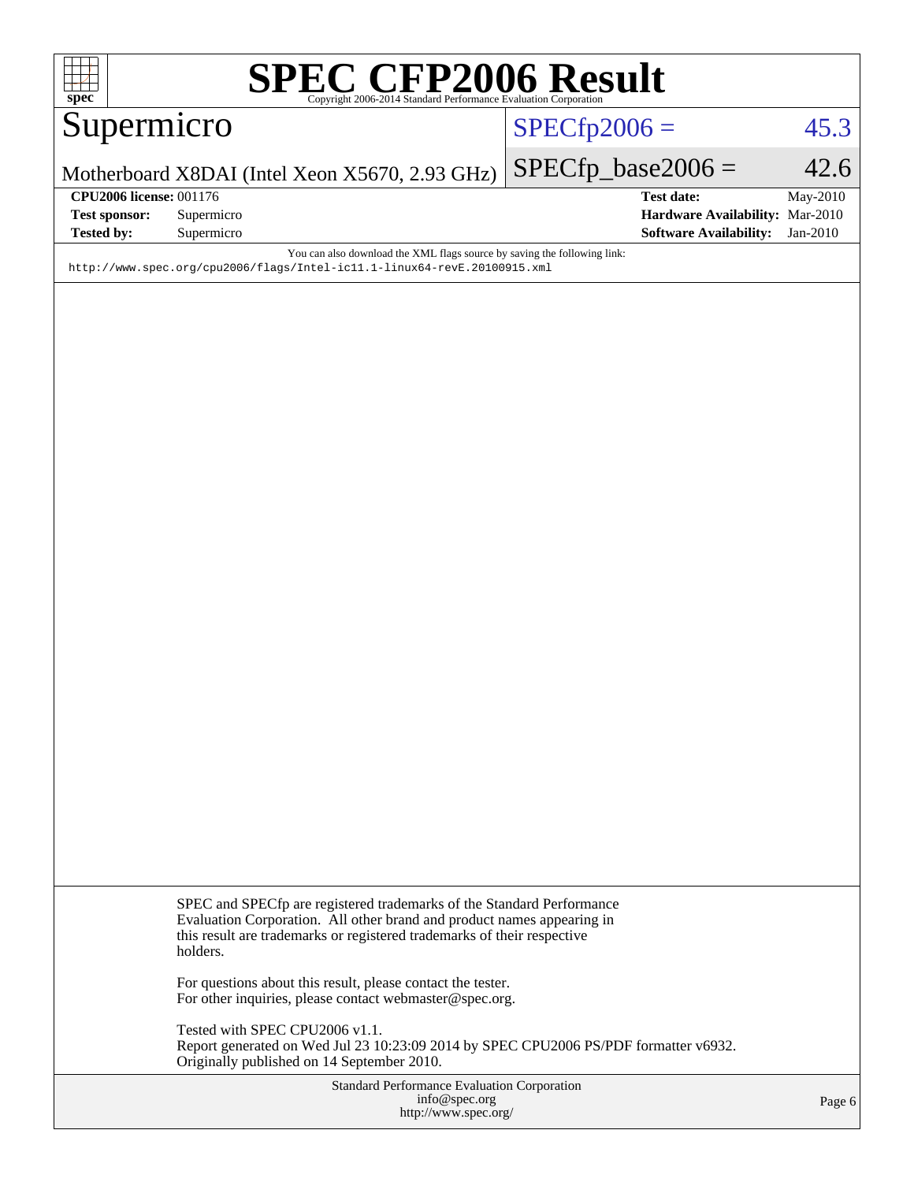# SPEC CFP2006 Result

Copyright 2006-2014 Standard Performance Evaluation Corporation

## Supermicro

Motherboard X8DAI (Intel Xeon X5670, 2.93 GHz)

SPECfp2006 = 45.3

SPECfp_base2006 = 42.6

**CPU2006 license:** 001176
**Test sponsor:** Supermicro
**Tested by:** Supermicro

**Test date:** May-2010
**Hardware Availability:** Mar-2010
**Software Availability:** Jan-2010

You can also download the XML flags source by saving the following link:
http://www.spec.org/cpu2006/flags/Intel-ic11.1-linux64-revE.20100915.xml

SPEC and SPECfp are registered trademarks of the Standard Performance Evaluation Corporation. All other brand and product names appearing in this result are trademarks or registered trademarks of their respective holders.

For questions about this result, please contact the tester.
For other inquiries, please contact webmaster@spec.org.

Tested with SPEC CPU2006 v1.1.
Report generated on Wed Jul 23 10:23:09 2014 by SPEC CPU2006 PS/PDF formatter v6932.
Originally published on 14 September 2010.

Standard Performance Evaluation Corporation
info@spec.org
http://www.spec.org/